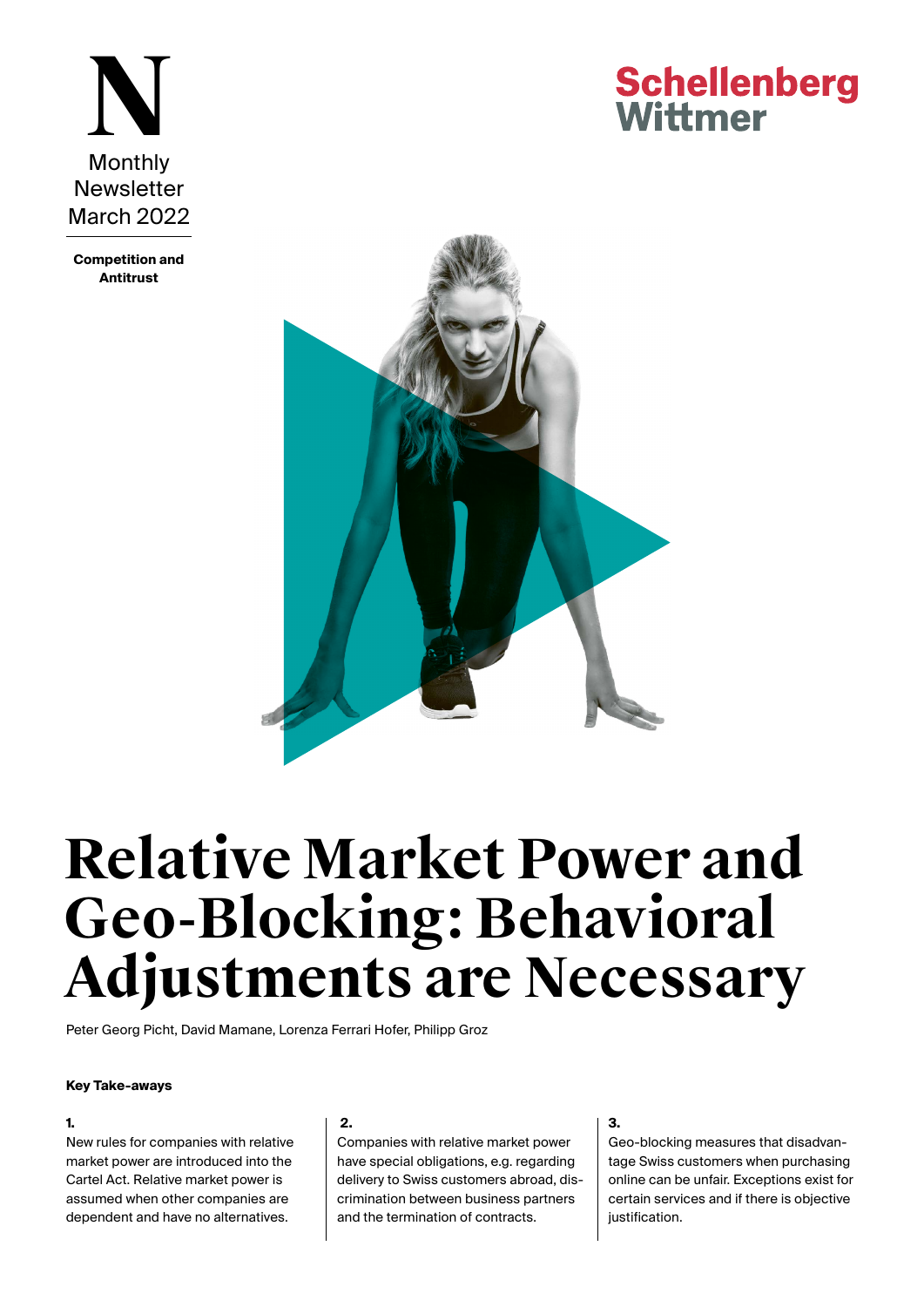N

Monthly Newsletter March 2022

**Competition and Antitrust**

Schellenberg Wittmer

# Relative Market Power and Geo-Blocking: Behavioral Adjustments are Necessary

Peter Georg Picht, David Mamane, Lorenza Ferrari Hofer, Philipp Groz

**Key Take-aways**

**1.**
New rules for companies with relative market power are introduced into the Cartel Act. Relative market power is assumed when other companies are dependent and have no alternatives.

**2.**
Companies with relative market power have special obligations, e.g. regarding delivery to Swiss customers abroad, discrimination between business partners and the termination of contracts.

**3.**
Geo-blocking measures that disadvantage Swiss customers when purchasing online can be unfair. Exceptions exist for certain services and if there is objective justification.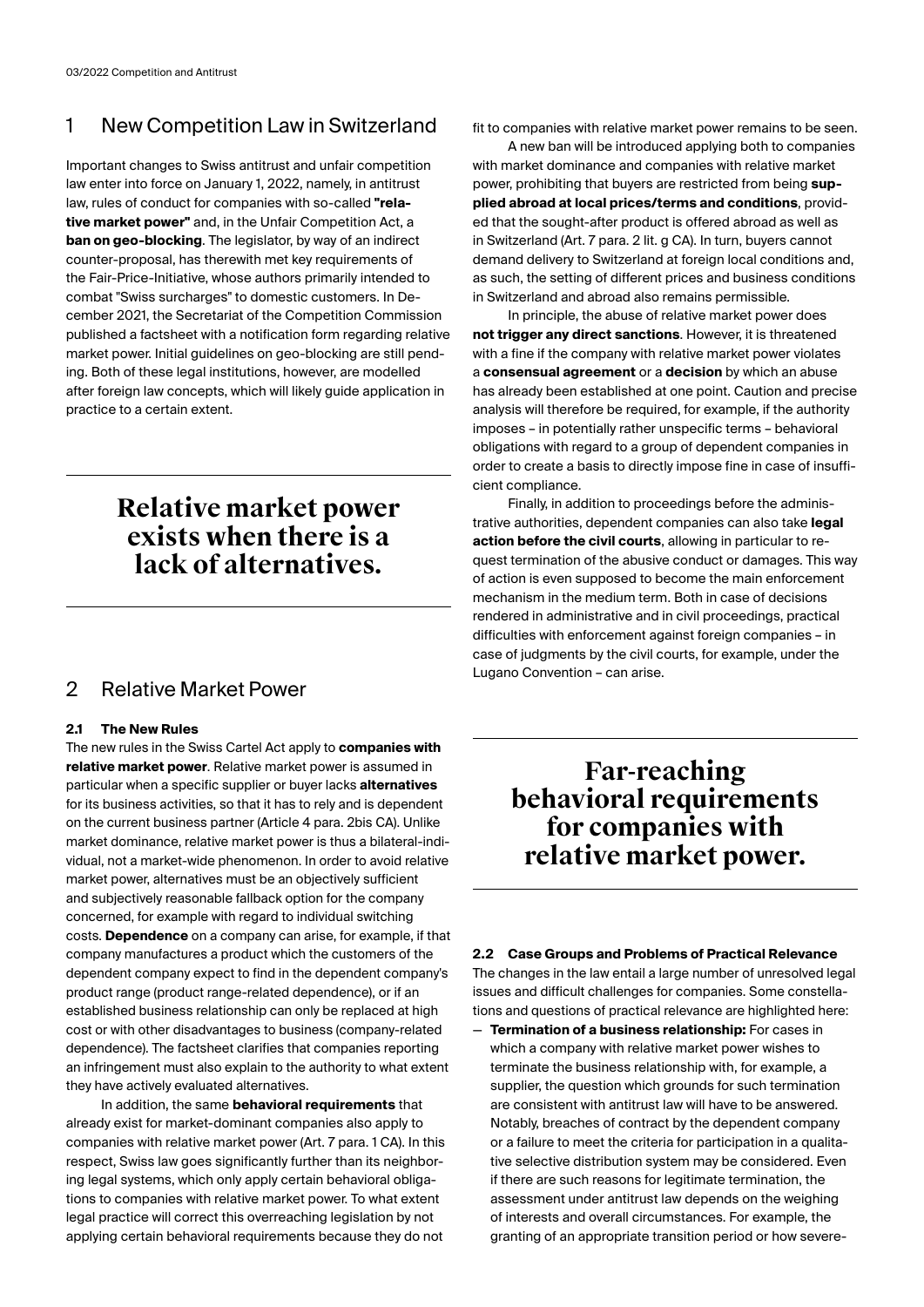## 1 New Competition Law in Switzerland

Important changes to Swiss antitrust and unfair competition law enter into force on January 1, 2022, namely, in antitrust law, rules of conduct for companies with so-called **"relative market power"** and, in the Unfair Competition Act, a **ban on geo-blocking**. The legislator, by way of an indirect counter-proposal, has therewith met key requirements of the Fair-Price-Initiative, whose authors primarily intended to combat "Swiss surcharges" to domestic customers. In December 2021, the Secretariat of the Competition Commission published a factsheet with a notification form regarding relative market power. Initial guidelines on geo-blocking are still pending. Both of these legal institutions, however, are modelled after foreign law concepts, which will likely guide application in practice to a certain extent.

**Relative market power exists when there is a lack of alternatives.**

## 2 Relative Market Power

### 2.1 The New Rules

The new rules in the Swiss Cartel Act apply to **companies with relative market power**. Relative market power is assumed in particular when a specific supplier or buyer lacks **alternatives** for its business activities, so that it has to rely and is dependent on the current business partner (Article 4 para. 2bis CA). Unlike market dominance, relative market power is thus a bilateral-individual, not a market-wide phenomenon. In order to avoid relative market power, alternatives must be an objectively sufficient and subjectively reasonable fallback option for the company concerned, for example with regard to individual switching costs. **Dependence** on a company can arise, for example, if that company manufactures a product which the customers of the dependent company expect to find in the dependent company's product range (product range-related dependence), or if an established business relationship can only be replaced at high cost or with other disadvantages to business (company-related dependence). The factsheet clarifies that companies reporting an infringement must also explain to the authority to what extent they have actively evaluated alternatives.

In addition, the same **behavioral requirements** that already exist for market-dominant companies also apply to companies with relative market power (Art. 7 para. 1 CA). In this respect, Swiss law goes significantly further than its neighboring legal systems, which only apply certain behavioral obligations to companies with relative market power. To what extent legal practice will correct this overreaching legislation by not applying certain behavioral requirements because they do not fit to companies with relative market power remains to be seen.

A new ban will be introduced applying both to companies with market dominance and companies with relative market power, prohibiting that buyers are restricted from being **supplied abroad at local prices/terms and conditions**, provided that the sought-after product is offered abroad as well as in Switzerland (Art. 7 para. 2 lit. g CA). In turn, buyers cannot demand delivery to Switzerland at foreign local conditions and, as such, the setting of different prices and business conditions in Switzerland and abroad also remains permissible.

In principle, the abuse of relative market power does **not trigger any direct sanctions**. However, it is threatened with a fine if the company with relative market power violates a **consensual agreement** or a **decision** by which an abuse has already been established at one point. Caution and precise analysis will therefore be required, for example, if the authority imposes – in potentially rather unspecific terms – behavioral obligations with regard to a group of dependent companies in order to create a basis to directly impose fine in case of insufficient compliance.

Finally, in addition to proceedings before the administrative authorities, dependent companies can also take **legal action before the civil courts**, allowing in particular to request termination of the abusive conduct or damages. This way of action is even supposed to become the main enforcement mechanism in the medium term. Both in case of decisions rendered in administrative and in civil proceedings, practical difficulties with enforcement against foreign companies – in case of judgments by the civil courts, for example, under the Lugano Convention – can arise.

**Far-reaching behavioral requirements for companies with relative market power.**

### 2.2 Case Groups and Problems of Practical Relevance

The changes in the law entail a large number of unresolved legal issues and difficult challenges for companies. Some constellations and questions of practical relevance are highlighted here:

- **Termination of a business relationship:** For cases in which a company with relative market power wishes to terminate the business relationship with, for example, a supplier, the question which grounds for such termination are consistent with antitrust law will have to be answered. Notably, breaches of contract by the dependent company or a failure to meet the criteria for participation in a qualitative selective distribution system may be considered. Even if there are such reasons for legitimate termination, the assessment under antitrust law depends on the weighing of interests and overall circumstances. For example, the granting of an appropriate transition period or how severe-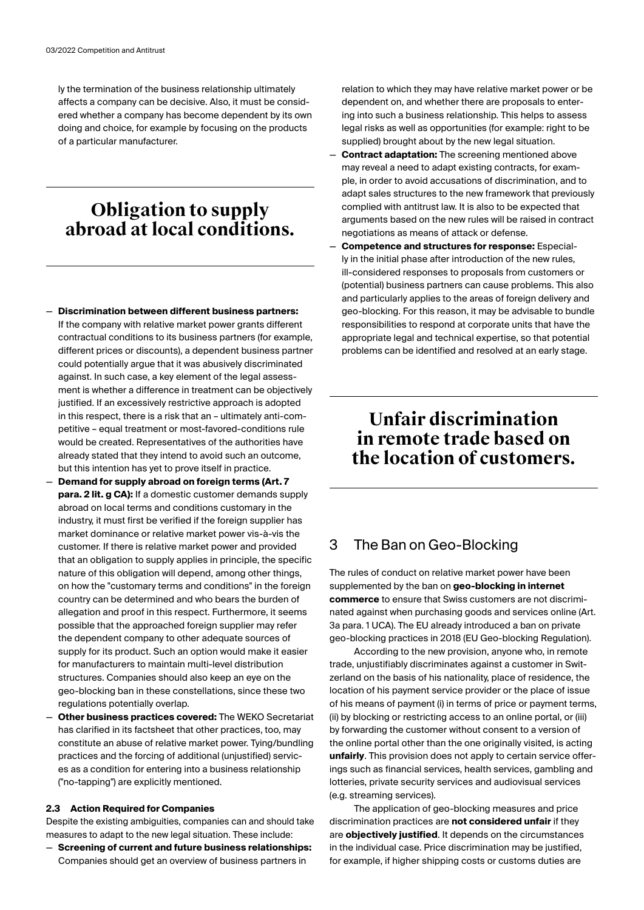ly the termination of the business relationship ultimately affects a company can be decisive. Also, it must be considered whether a company has become dependent by its own doing and choice, for example by focusing on the products of a particular manufacturer.

**Obligation to supply abroad at local conditions.**

— **Discrimination between different business partners:** If the company with relative market power grants different contractual conditions to its business partners (for example, different prices or discounts), a dependent business partner could potentially argue that it was abusively discriminated against. In such case, a key element of the legal assessment is whether a difference in treatment can be objectively justified. If an excessively restrictive approach is adopted in this respect, there is a risk that an – ultimately anti-competitive – equal treatment or most-favored-conditions rule would be created. Representatives of the authorities have already stated that they intend to avoid such an outcome, but this intention has yet to prove itself in practice.

— **Demand for supply abroad on foreign terms (Art. 7 para. 2 lit. g CA):** If a domestic customer demands supply abroad on local terms and conditions customary in the industry, it must first be verified if the foreign supplier has market dominance or relative market power vis-à-vis the customer. If there is relative market power and provided that an obligation to supply applies in principle, the specific nature of this obligation will depend, among other things, on how the "customary terms and conditions" in the foreign country can be determined and who bears the burden of allegation and proof in this respect. Furthermore, it seems possible that the approached foreign supplier may refer the dependent company to other adequate sources of supply for its product. Such an option would make it easier for manufacturers to maintain multi-level distribution structures. Companies should also keep an eye on the geo-blocking ban in these constellations, since these two regulations potentially overlap.

— **Other business practices covered:** The WEKO Secretariat has clarified in its factsheet that other practices, too, may constitute an abuse of relative market power. Tying/bundling practices and the forcing of additional (unjustified) services as a condition for entering into a business relationship ("no-tapping") are explicitly mentioned.

### 2.3 Action Required for Companies

Despite the existing ambiguities, companies can and should take measures to adapt to the new legal situation. These include:

— **Screening of current and future business relationships:** Companies should get an overview of business partners in relation to which they may have relative market power or be dependent on, and whether there are proposals to entering into such a business relationship. This helps to assess legal risks as well as opportunities (for example: right to be supplied) brought about by the new legal situation.

— **Contract adaptation:** The screening mentioned above may reveal a need to adapt existing contracts, for example, in order to avoid accusations of discrimination, and to adapt sales structures to the new framework that previously complied with antitrust law. It is also to be expected that arguments based on the new rules will be raised in contract negotiations as means of attack or defense.

— **Competence and structures for response:** Especially in the initial phase after introduction of the new rules, ill-considered responses to proposals from customers or (potential) business partners can cause problems. This also and particularly applies to the areas of foreign delivery and geo-blocking. For this reason, it may be advisable to bundle responsibilities to respond at corporate units that have the appropriate legal and technical expertise, so that potential problems can be identified and resolved at an early stage.

**Unfair discrimination in remote trade based on the location of customers.**

## 3 The Ban on Geo-Blocking

The rules of conduct on relative market power have been supplemented by the ban on **geo-blocking in internet commerce** to ensure that Swiss customers are not discriminated against when purchasing goods and services online (Art. 3a para. 1 UCA). The EU already introduced a ban on private geo-blocking practices in 2018 (EU Geo-blocking Regulation).

According to the new provision, anyone who, in remote trade, unjustifiably discriminates against a customer in Switzerland on the basis of his nationality, place of residence, the location of his payment service provider or the place of issue of his means of payment (i) in terms of price or payment terms, (ii) by blocking or restricting access to an online portal, or (iii) by forwarding the customer without consent to a version of the online portal other than the one originally visited, is acting **unfairly**. This provision does not apply to certain service offerings such as financial services, health services, gambling and lotteries, private security services and audiovisual services (e.g. streaming services).

The application of geo-blocking measures and price discrimination practices are **not considered unfair** if they are **objectively justified**. It depends on the circumstances in the individual case. Price discrimination may be justified, for example, if higher shipping costs or customs duties are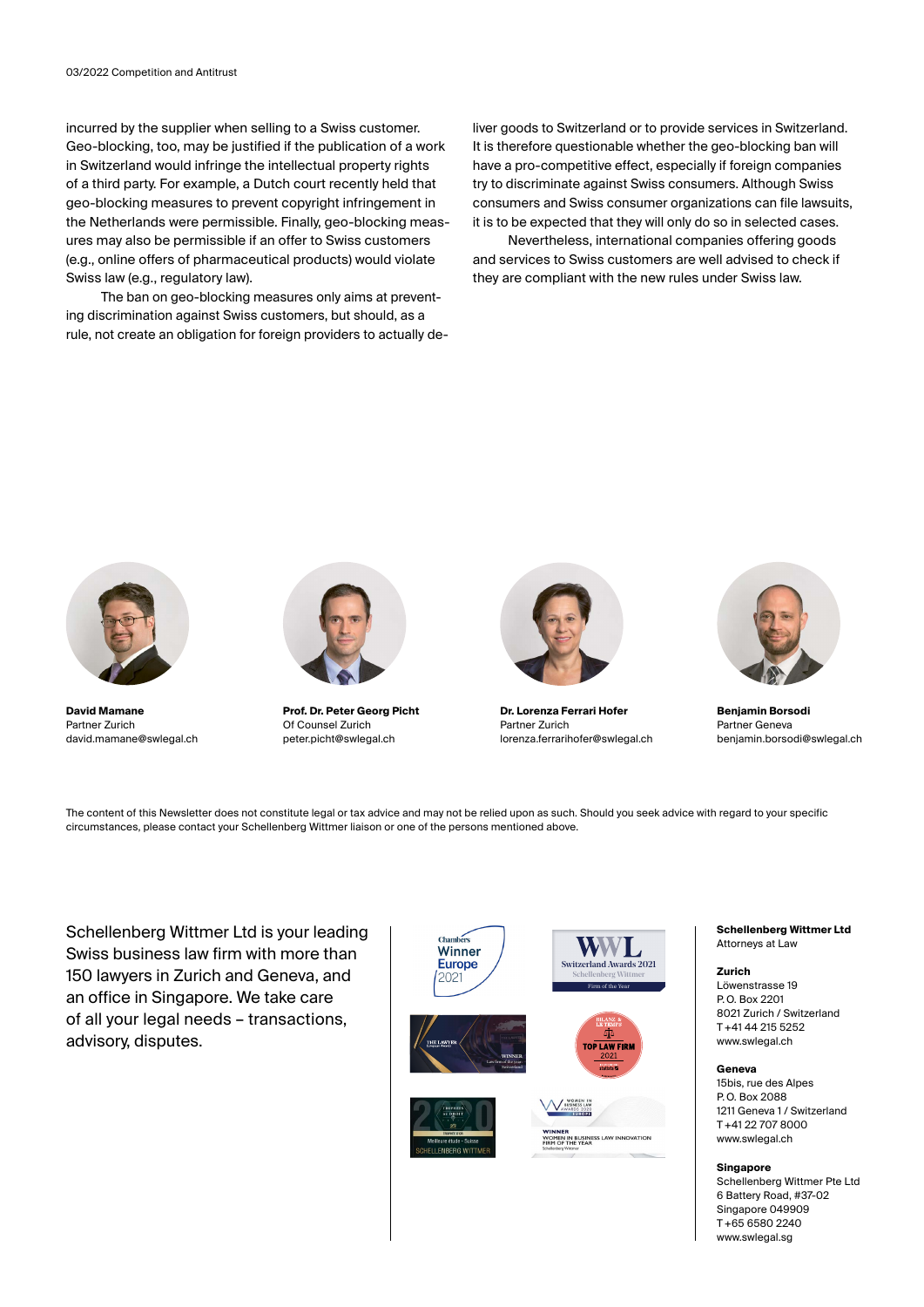incurred by the supplier when selling to a Swiss customer. Geo-blocking, too, may be justified if the publication of a work in Switzerland would infringe the intellectual property rights of a third party. For example, a Dutch court recently held that geo-blocking measures to prevent copyright infringement in the Netherlands were permissible. Finally, geo-blocking measures may also be permissible if an offer to Swiss customers (e.g., online offers of pharmaceutical products) would violate Swiss law (e.g., regulatory law).

The ban on geo-blocking measures only aims at preventing discrimination against Swiss customers, but should, as a rule, not create an obligation for foreign providers to actually deliver goods to Switzerland or to provide services in Switzerland. It is therefore questionable whether the geo-blocking ban will have a pro-competitive effect, especially if foreign companies try to discriminate against Swiss consumers. Although Swiss consumers and Swiss consumer organizations can file lawsuits, it is to be expected that they will only do so in selected cases.

Nevertheless, international companies offering goods and services to Swiss customers are well advised to check if they are compliant with the new rules under Swiss law.

**David Mamane**
Partner Zurich
david.mamane@swlegal.ch

**Prof. Dr. Peter Georg Picht**
Of Counsel Zurich
peter.picht@swlegal.ch

**Dr. Lorenza Ferrari Hofer**
Partner Zurich
lorenza.ferrarihofer@swlegal.ch

**Benjamin Borsodi**
Partner Geneva
benjamin.borsodi@swlegal.ch

The content of this Newsletter does not constitute legal or tax advice and may not be relied upon as such. Should you seek advice with regard to your specific circumstances, please contact your Schellenberg Wittmer liaison or one of the persons mentioned above.

Schellenberg Wittmer Ltd is your leading Swiss business law firm with more than 150 lawyers in Zurich and Geneva, and an office in Singapore. We take care of all your legal needs – transactions, advisory, disputes.

**Schellenberg Wittmer Ltd**
Attorneys at Law

**Zurich**
Löwenstrasse 19
P. O. Box 2201
8021 Zurich / Switzerland
T +41 44 215 5252
www.swlegal.ch

**Geneva**
15bis, rue des Alpes
P. O. Box 2088
1211 Geneva 1 / Switzerland
T +41 22 707 8000
www.swlegal.ch

**Singapore**
Schellenberg Wittmer Pte Ltd
6 Battery Road, #37-02
Singapore 049909
T +65 6580 2240
www.swlegal.sg